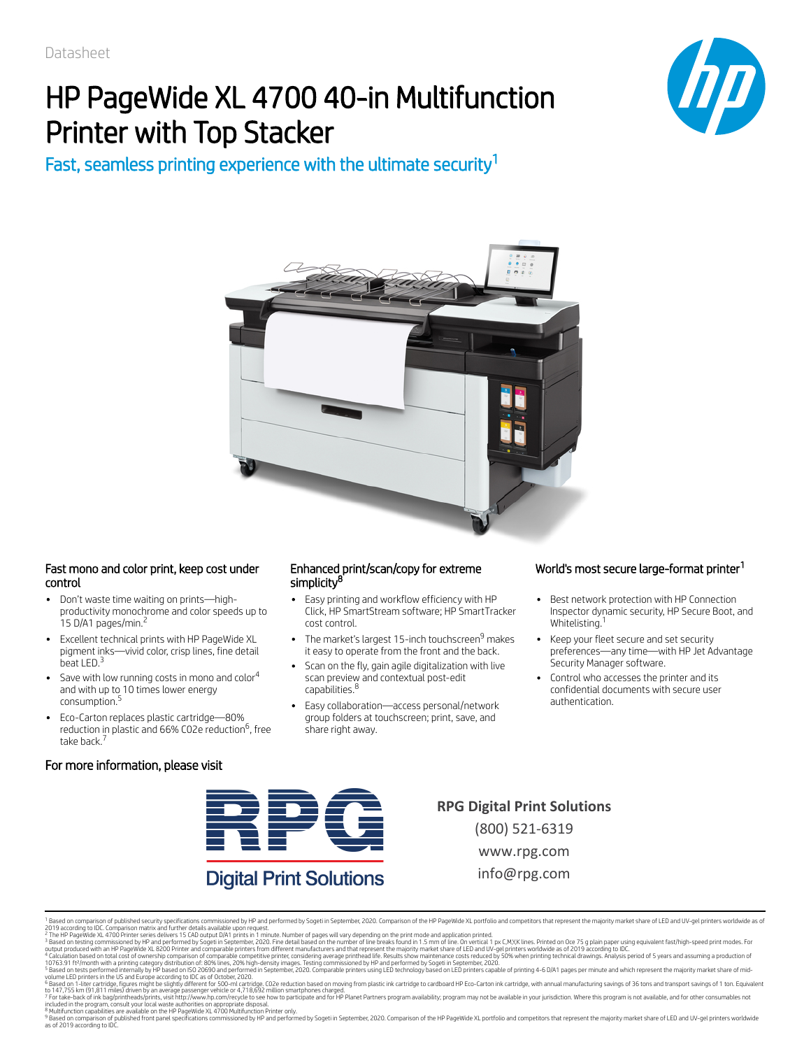Datasheet

# HP PageWide XL 4700 40-in Multifunction Printer with Top Stacker

## Fast, seamless printing experience with the ultimate security[1]

### Fast mono and color print, keep cost under control

- Don't waste time waiting on prints—high-productivity monochrome and color speeds up to 15 D/A1 pages/min.[2]
- Excellent technical prints with HP PageWide XL pigment inks—vivid color, crisp lines, fine detail beat LED.[3]
- Save with low running costs in mono and color[4] and with up to 10 times lower energy consumption.[5]
- Eco-Carton replaces plastic cartridge—80% reduction in plastic and 66% C02e reduction[6], free take back.[7]

### Enhanced print/scan/copy for extreme simplicity[8]

- Easy printing and workflow efficiency with HP Click, HP SmartStream software; HP SmartTracker cost control.
- The market's largest 15-inch touchscreen[9] makes it easy to operate from the front and the back.
- Scan on the fly, gain agile digitalization with live scan preview and contextual post-edit capabilities.[8]
- Easy collaboration—access personal/network group folders at touchscreen; print, save, and share right away.

### World's most secure large-format printer[1]

- Best network protection with HP Connection Inspector dynamic security, HP Secure Boot, and Whitelisting.[1]
- Keep your fleet secure and set security preferences—any time—with HP Jet Advantage Security Manager software.
- Control who accesses the printer and its confidential documents with secure user authentication.

For more information, please visit

RPG Digital Print Solutions

**RPG Digital Print Solutions**
(800) 521-6319
www.rpg.com
info@rpg.com

[1] Based on comparison of published security specifications commissioned by HP and performed by Sogeti in September, 2020. Comparison of the HP PageWide XL portfolio and competitors that represent the majority market share of LED and UV-gel printers worldwide as of 2019 according to IDC. Comparison matrix and further details available upon request.
[2] The HP PageWide XL 4700 Printer series delivers 15 CAD output D/A1 prints in 1 minute. Number of pages will vary depending on the print mode and application printed.
[3] Based on testing commissioned by HP and performed by Sogeti in September, 2020. Fine detail based on the number of line breaks found in 1.5 mm of line. On vertical 1 px C,M,Y,K lines. Printed on Oce 75 g plain paper using equivalent fast/high-speed print modes. For output produced with an HP PageWide XL 8200 Printer and comparable printers from different manufacturers and that represent the majority market share of LED and UV-gel printers worldwide as of 2019 according to IDC.
[4] Calculation based on total cost of ownership comparison of comparable competitive printer, considering average printhead life. Results show maintenance costs reduced by 50% when printing technical drawings. Analysis period of 5 years and assuming a production of 10763.91 ft²/month with a printing category distribution of: 80% lines, 20% high-density images. Testing commissioned by HP and performed by Sogeti in September, 2020.
[5] Based on tests performed internally by HP based on ISO 20690 and performed in September, 2020. Comparable printers using LED technology based on LED printers capable of printing 4-6 D/A1 pages per minute and which represent the majority market share of mid-volume LED printers in the US and Europe according to IDC as of October, 2020.
[6] Based on 1-liter cartridge, figures might be slightly different for 500-ml cartridge. C02e reduction based on moving from plastic ink cartridge to cardboard HP Eco-Carton ink cartridge, with annual manufacturing savings of 36 tons and transport savings of 1 ton. Equivalent to 147,755 km (91,811 miles) driven by an average passenger vehicle or 4,718,692 million smartphones charged.
[7] For take-back of ink bag/printheads/prints, visit http://www.hp.com/recycle to see how to participate and for HP Planet Partners program availability; program may not be available in your jurisdiction. Where this program is not available, and for other consumables not included in the program, consult your local waste authorities on appropriate disposal.
[8] Multifunction capabilities are available on the HP PageWide XL 4700 Multifunction Printer only.
[9] Based on comparison of published front panel specifications commissioned by HP and performed by Sogeti in September, 2020. Comparison of the HP PageWide XL portfolio and competitors that represent the majority market share of LED and UV-gel printers worldwide as of 2019 according to IDC.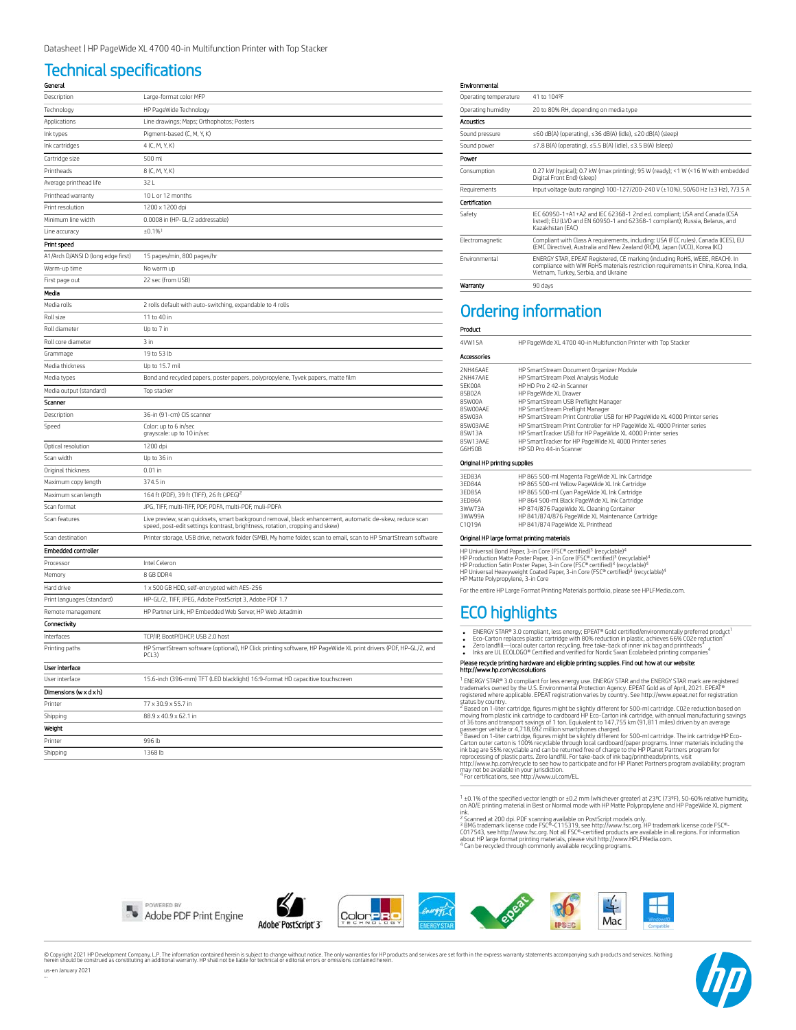# Technical specifications

| | |
|---|---|
| **General** | |
| Description | Large-format color MFP |
| Technology | HP PageWide Technology |
| Applications | Line drawings; Maps; Orthophotos; Posters |
| Ink types | Pigment-based (C, M, Y, K) |
| Ink cartridges | 4 (C, M, Y, K) |
| Cartridge size | 500 ml |
| Printheads | 8 (C, M, Y, K) |
| Average printhead life | 32 L |
| Printhead warranty | 10 L or 12 months |
| Print resolution | 1200 x 1200 dpi |
| Minimum line width | 0.0008 in (HP-GL/2 addressable) |
| Line accuracy | ±0.1%[1] |
| **Print speed** | |
| A1/Arch D/ANSI D (long edge first) | 15 pages/min, 800 pages/hr |
| Warm-up time | No warm up |
| First page out | 22 sec (from USB) |
| **Media** | |
| Media rolls | 2 rolls default with auto-switching, expandable to 4 rolls |
| Roll size | 11 to 40 in |
| Roll diameter | Up to 7 in |
| Roll core diameter | 3 in |
| Grammage | 19 to 53 lb |
| Media thickness | Up to 15.7 mil |
| Media types | Bond and recycled papers, poster papers, polypropylene, Tyvek papers, matte film |
| Media output (standard) | Top stacker |
| **Scanner** | |
| Description | 36-in (91-cm) CIS scanner |
| Speed | Color: up to 6 in/sec<br>grayscale: up to 10 in/sec |
| Optical resolution | 1200 dpi |
| Scan width | Up to 36 in |
| Original thickness | 0.01 in |
| Maximum copy length | 374.5 in |
| Maximum scan length | 164 ft (PDF), 39 ft (TIFF), 26 ft (JPEG)[2] |
| Scan format | JPG, TIFF, multi-TIFF, PDF, PDFA, multi-PDF, muli-PDFA |
| Scan features | Live preview, scan quicksets, smart background removal, black enhancement, automatic de-skew, reduce scan speed, post-edit settings (contrast, brightness, rotation, cropping and skew) |
| Scan destination | Printer storage, USB drive, network folder (SMB), My home folder, scan to email, scan to HP SmartStream software |
| **Embedded controller** | |
| Processor | Intel Celeron |
| Memory | 8 GB DDR4 |
| Hard drive | 1 x 500 GB HDD, self-encrypted with AES-256 |
| Print languages (standard) | HP-GL/2, TIFF, JPEG, Adobe PostScript 3, Adobe PDF 1.7 |
| Remote management | HP Partner Link, HP Embedded Web Server, HP Web Jetadmin |
| **Connectivity** | |
| Interfaces | TCP/IP, BootP/DHCP, USB 2.0 host |
| Printing paths | HP SmartStream software (optional), HP Click printing software, HP PageWide XL print drivers (PDF, HP-GL/2, and PCL3) |
| **User interface** | |
| User interface | 15.6-inch (396-mm) TFT (LED blacklight) 16:9-format HD capacitive touchscreen |
| **Dimensions (w x d x h)** | |
| Printer | 77 x 30.9 x 55.7 in |
| Shipping | 88.9 x 40.9 x 62.1 in |
| **Weight** | |
| Printer | 996 lb |
| Shipping | 1368 lb |
| **Environmental** | |
| Operating temperature | 41 to 104ºF |
| Operating humidity | 20 to 80% RH, depending on media type |
| **Acoustics** | |
| Sound pressure | ≤60 dB(A) (operating), ≤36 dB(A) (idle), ≤20 dB(A) (sleep) |
| Sound power | ≤7.8 B(A) (operating), ≤5.5 B(A) (idle), ≤3.5 B(A) (sleep) |
| **Power** | |
| Consumption | 0.27 kW (typical); 0.7 kW (max printing); 95 W (ready); <1 W (<16 W with embedded Digital Front End) (sleep) |
| Requirements | Input voltage (auto ranging) 100-127/200-240 V (±10%), 50/60 Hz (±3 Hz), 7/3.5 A |
| **Certification** | |
| Safety | IEC 60950-1+A1+A2 and IEC 62368-1 2nd ed. compliant; USA and Canada (CSA listed); EU (LVD and EN 60950-1 and 62368-1 compliant); Russia, Belarus, and Kazakhstan (EAC) |
| Electromagnetic | Compliant with Class A requirements, including: USA (FCC rules), Canada (ICES), EU (EMC Directive), Australia and New Zealand (RCM), Japan (VCCI), Korea (KC) |
| Environmental | ENERGY STAR, EPEAT Registered, CE marking (including RoHS, WEEE, REACH). In compliance with WW RoHS materials restriction requirements in China, Korea, India, Vietnam, Turkey, Serbia, and Ukraine |
| **Warranty** | 90 days |

# Ordering information

| | |
|---|---|
| **Product** | |
| 4VW15A | HP PageWide XL 4700 40-in Multifunction Printer with Top Stacker |
| **Accessories** | |
| 2NH46AAE | HP SmartStream Document Organizer Module |
| 2NH47AAE | HP SmartStream Pixel Analysis Module |
| 5EK00A | HP HD Pro 2 42-in Scanner |
| 8SB02A | HP PageWide XL Drawer |
| 8SW00A | HP SmartStream USB Preflight Manager |
| 8SW00AAE | HP SmartStream Preflight Manager |
| 8SW03A | HP SmartStream Print Controller USB for HP PageWide XL 4000 Printer series |
| 8SW03AAE | HP SmartStream Print Controller for HP PageWide XL 4000 Printer series |
| 8SW13A | HP SmartTracker USB for HP PageWide XL 4000 Printer series |
| 8SW13AAE | HP SmartTracker for HP PageWide XL 4000 Printer series |
| G6H50B | HP SD Pro 44-in Scanner |
| **Original HP printing supplies** | |
| 3ED83A | HP 865 500-ml Magenta PageWide XL Ink Cartridge |
| 3ED84A | HP 865 500-ml Yellow PageWide XL Ink Cartridge |
| 3ED85A | HP 865 500-ml Cyan PageWide XL Ink Cartridge |
| 3ED86A | HP 864 500-ml Black PageWide XL Ink Cartridge |
| 3WW73A | HP 874/876 PageWide XL Cleaning Container |
| 3WW99A | HP 841/874/876 PageWide XL Maintenance Cartridge |
| C1Q19A | HP 841/874 PageWide XL Printhead |

**Original HP large format printing materials**

HP Universal Bond Paper, 3-in Core (FSC® certified)[3] (recyclable)[4]
HP Production Matte Poster Paper, 3-in Core (FSC® certified)[3] (recyclable)[4]
HP Production Satin Poster Paper, 3-in Core (FSC® certified)[3] (recyclable)[4]
HP Universal Heavyweight Coated Paper, 3-in Core (FSC® certified)[3] (recyclable)[4]
HP Matte Polypropylene, 3-in Core

For the entire HP Large Format Printing Materials portfolio, please see HPLFMedia.com.

# ECO highlights

- ENERGY STAR® 3.0 compliant, less energy; EPEAT® Gold certified/environmentally preferred product[1]
- Eco-Carton replaces plastic cartridge with 80% reduction in plastic, achieves 66% CO2e reduction[2]
- Zero landfill—local outer carton recycling, free take-back of inner ink bag and printheads[3]
- Inks are UL ECOLOGO® Certified and verified for Nordic Swan Ecolabeled printing companies[4]

**Please recycle printing hardware and eligible printing supplies. Find out how at our website: http://www.hp.com/ecosolutions**

[1] ENERGY STAR® 3.0 compliant for less energy use. ENERGY STAR and the ENERGY STAR mark are registered trademarks owned by the U.S. Environmental Protection Agency. EPEAT Gold as of April, 2021. EPEAT® registered where applicable. EPEAT registration varies by country. See http://www.epeat.net for registration status by country.
[2] Based on 1-liter cartridge, figures might be slightly different for 500-ml cartridge. C02e reduction based on moving from plastic ink cartridge to cardboard HP Eco-Carton ink cartridge, with annual manufacturing savings of 36 tons and transport savings of 1 ton. Equivalent to 147,755 km (91,811 miles) driven by an average passenger vehicle or 4,718,692 million smartphones charged.
[3] Based on 1-liter cartridge, figures might be slightly different for 500-ml cartridge. The ink cartridge HP Eco-Carton outer carton is 100% recyclable through local cardboard/paper programs. Inner materials including the ink bag are 55% recyclable and can be returned free of charge to the HP Planet Partners program for reprocessing of plastic parts. Zero landfill. For take-back of ink bag/printheads/prints, visit http://www.hp.com/recycle to see how to participate and for HP Planet Partners program availability; program may not be available in your jurisdiction.
[4] For certifications, see http://www.ul.com/EL.

[1] ±0.1% of the specified vector length or ±0.2 mm (whichever greater) at 23ºC (73ºF), 50-60% relative humidity, on A0/E printing material in Best or Normal mode with HP Matte Polypropylene and HP PageWide XL pigment ink.
[2] Scanned at 200 dpi. PDF scanning available on PostScript models only.
[3] BMG trademark license code FSC®-C115319, see http://www.fsc.org. HP trademark license code FSC®-C017543, see http://www.fsc.org. Not all FSC®-certified products are available in all regions. For information about HP large format printing materials, please visit http://www.HPLFMedia.com.
[4] Can be recycled through commonly available recycling programs.

© Copyright 2021 HP Development Company, L.P. The information contained herein is subject to change without notice. The only warranties for HP products and services are set forth in the express warranty statements accompanying such products and services. Nothing herein should be construed as constituting an additional warranty. HP shall not be liable for technical or editorial errors or omissions contained herein.

us-en January 2021